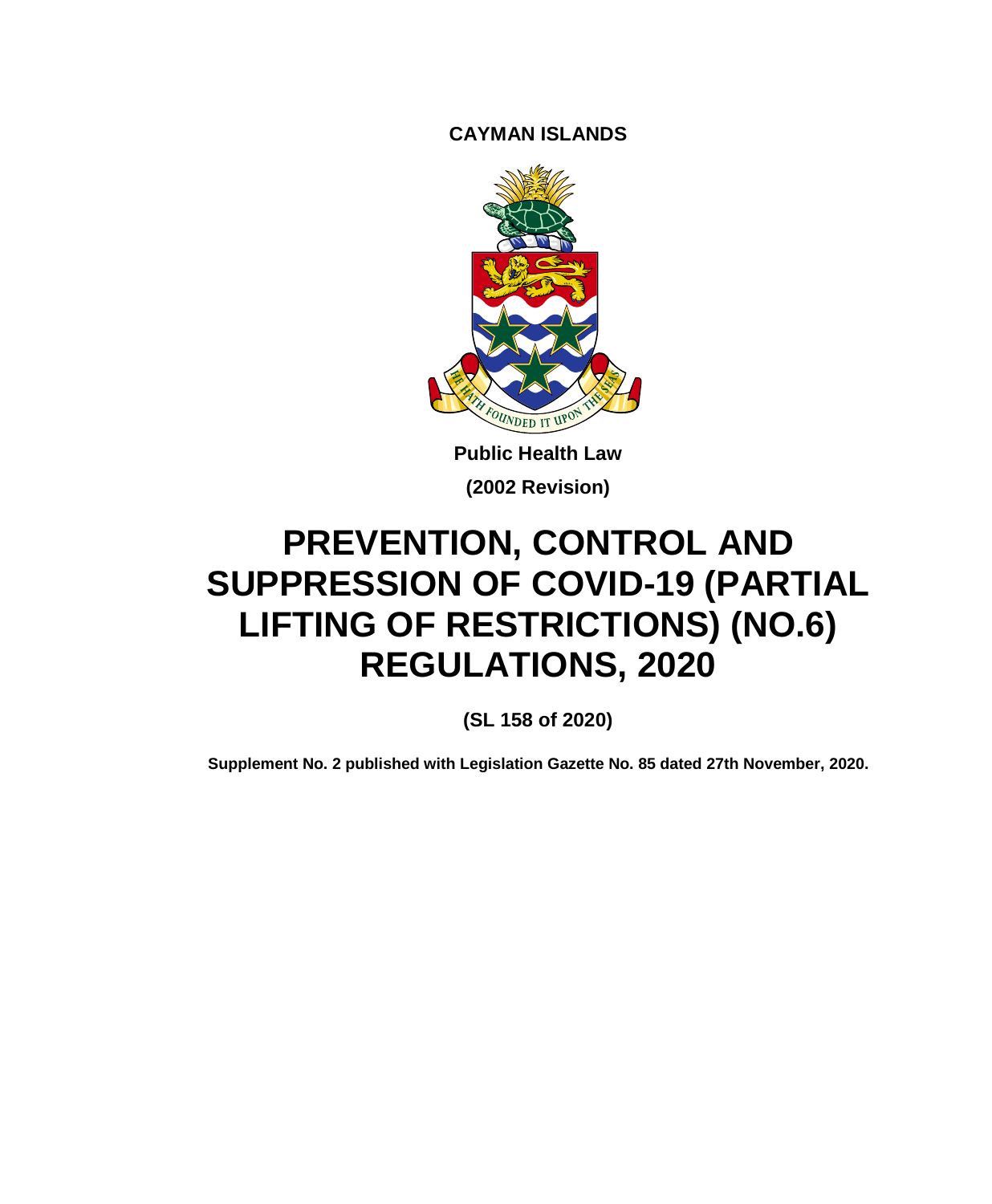**CAYMAN ISLANDS**

**Public Health Law**

**(2002 Revision)**

# PREVENTION, CONTROL AND SUPPRESSION OF COVID-19 (PARTIAL LIFTING OF RESTRICTIONS) (NO.6) REGULATIONS, 2020

**(SL 158 of 2020)**

**Supplement No. 2 published with Legislation Gazette No. 85 dated 27th November, 2020.**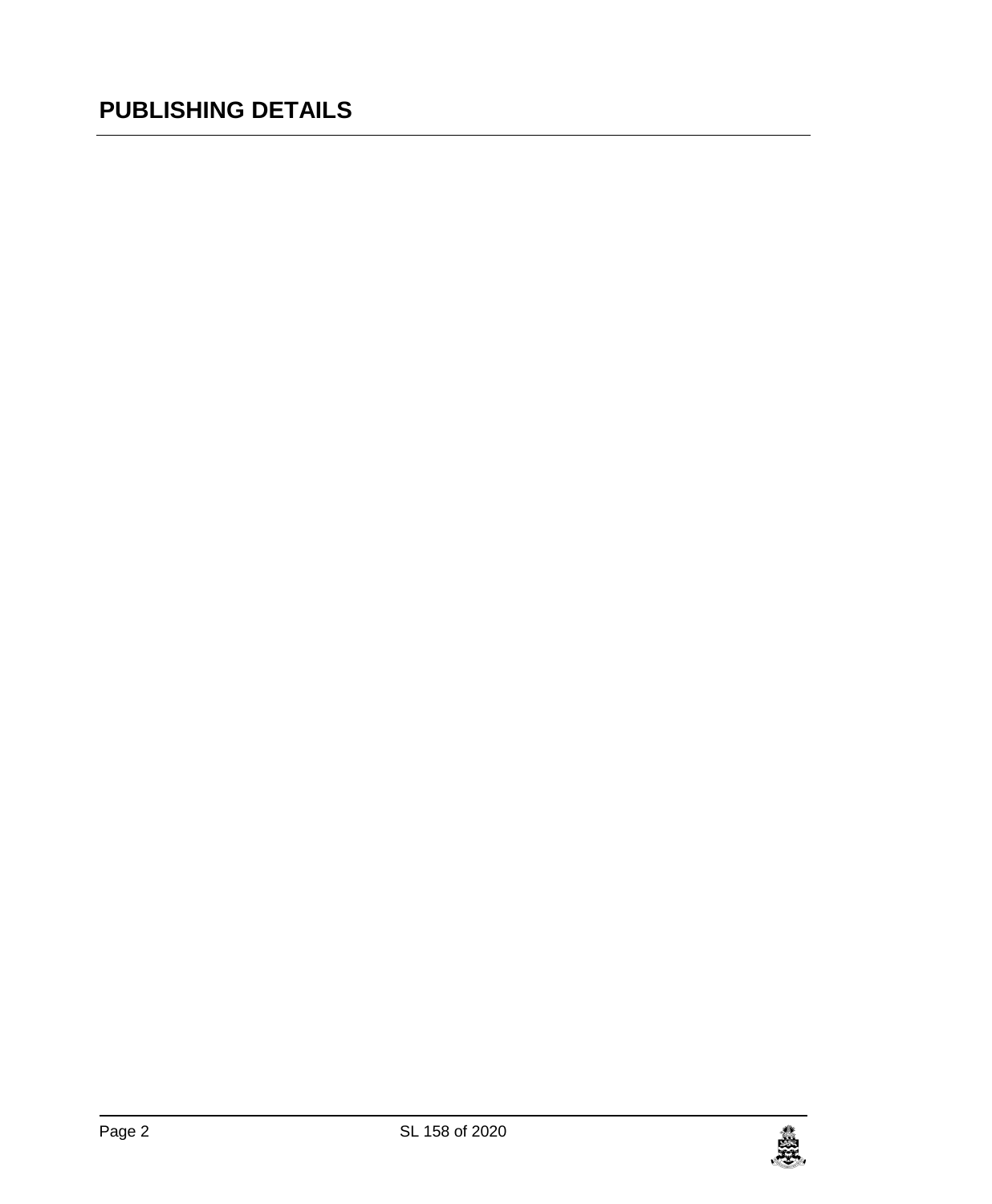# PUBLISHING DETAILS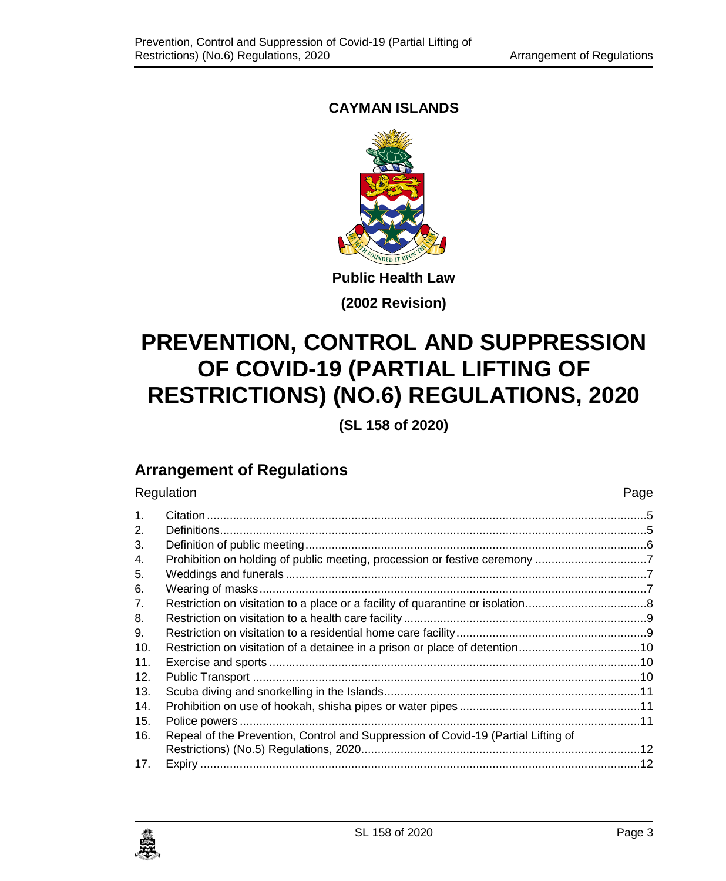**CAYMAN ISLANDS**

**Public Health Law**

**(2002 Revision)**

# PREVENTION, CONTROL AND SUPPRESSION OF COVID-19 (PARTIAL LIFTING OF RESTRICTIONS) (NO.6) REGULATIONS, 2020

**(SL 158 of 2020)**

## Arrangement of Regulations

| Regulation | | Page |
|---|---|---|
| 1. | Citation | 5 |
| 2. | Definitions | 5 |
| 3. | Definition of public meeting | 6 |
| 4. | Prohibition on holding of public meeting, procession or festive ceremony | 7 |
| 5. | Weddings and funerals | 7 |
| 6. | Wearing of masks | 7 |
| 7. | Restriction on visitation to a place or a facility of quarantine or isolation | 8 |
| 8. | Restriction on visitation to a health care facility | 9 |
| 9. | Restriction on visitation to a residential home care facility | 9 |
| 10. | Restriction on visitation of a detainee in a prison or place of detention | 10 |
| 11. | Exercise and sports | 10 |
| 12. | Public Transport | 10 |
| 13. | Scuba diving and snorkelling in the Islands | 11 |
| 14. | Prohibition on use of hookah, shisha pipes or water pipes | 11 |
| 15. | Police powers | 11 |
| 16. | Repeal of the Prevention, Control and Suppression of Covid-19 (Partial Lifting of Restrictions) (No.5) Regulations, 2020 | 12 |
| 17. | Expiry | 12 |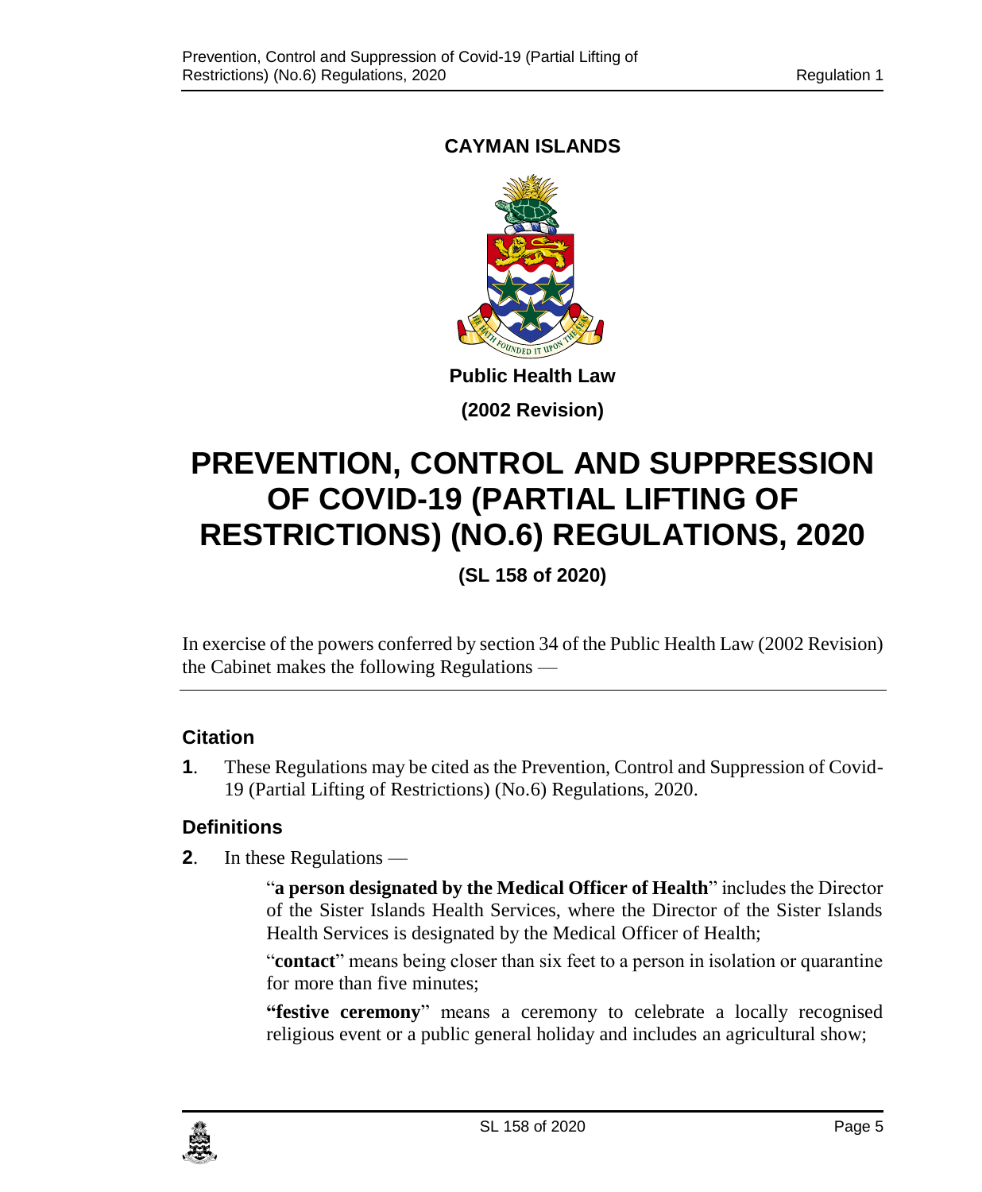**CAYMAN ISLANDS**

**Public Health Law**

**(2002 Revision)**

# PREVENTION, CONTROL AND SUPPRESSION OF COVID-19 (PARTIAL LIFTING OF RESTRICTIONS) (NO.6) REGULATIONS, 2020

**(SL 158 of 2020)**

In exercise of the powers conferred by section 34 of the Public Health Law (2002 Revision) the Cabinet makes the following Regulations —

### Citation

**1**. These Regulations may be cited as the Prevention, Control and Suppression of Covid-19 (Partial Lifting of Restrictions) (No.6) Regulations, 2020.

### Definitions

**2**. In these Regulations —

"**a person designated by the Medical Officer of Health**" includes the Director of the Sister Islands Health Services, where the Director of the Sister Islands Health Services is designated by the Medical Officer of Health;

"**contact**" means being closer than six feet to a person in isolation or quarantine for more than five minutes;

"**festive ceremony**" means a ceremony to celebrate a locally recognised religious event or a public general holiday and includes an agricultural show;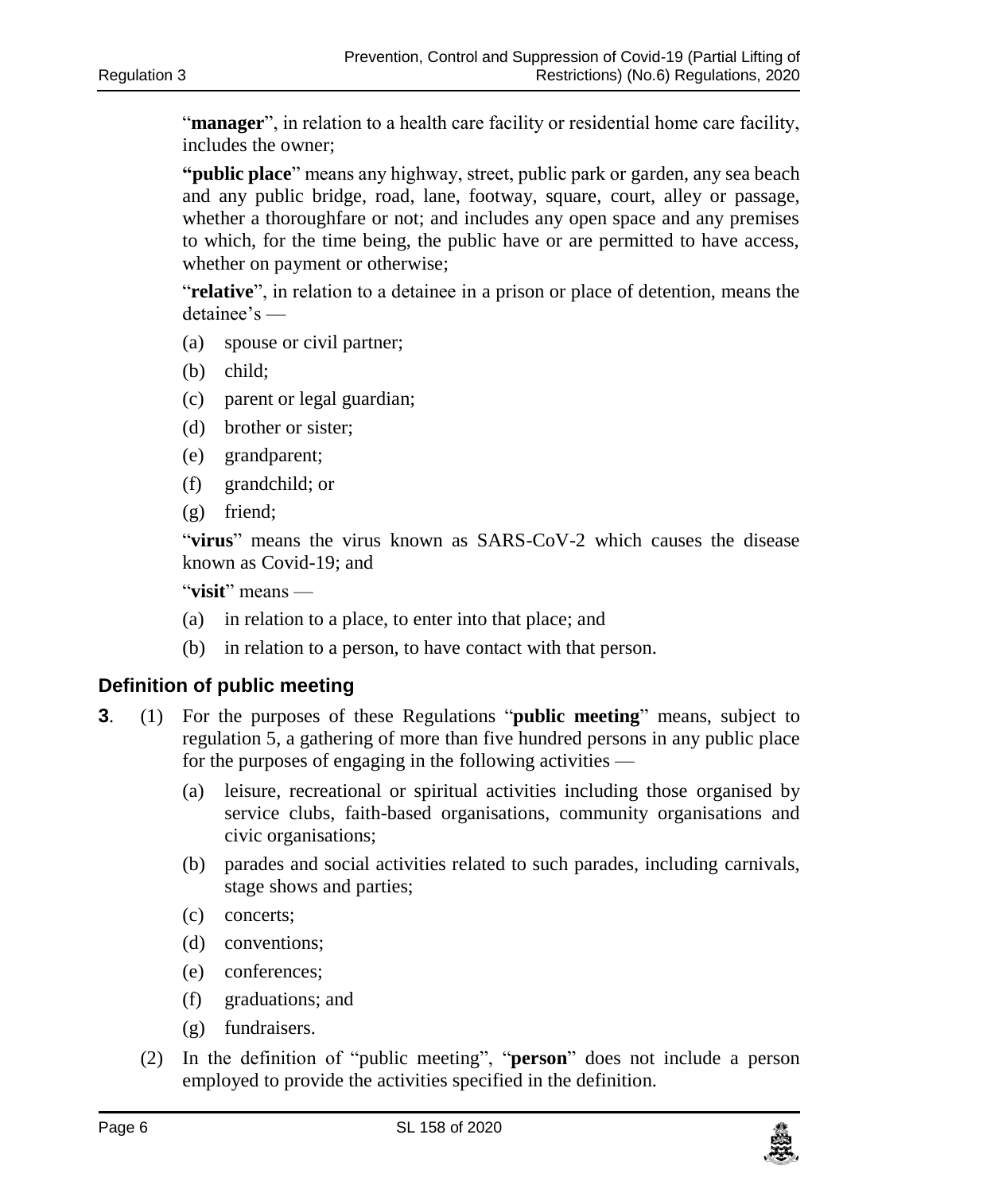"**manager**", in relation to a health care facility or residential home care facility, includes the owner;

**"public place**" means any highway, street, public park or garden, any sea beach and any public bridge, road, lane, footway, square, court, alley or passage, whether a thoroughfare or not; and includes any open space and any premises to which, for the time being, the public have or are permitted to have access, whether on payment or otherwise;

"**relative**", in relation to a detainee in a prison or place of detention, means the detainee's —

(a) spouse or civil partner;

(b) child;

(c) parent or legal guardian;

(d) brother or sister;

(e) grandparent;

(f) grandchild; or

(g) friend;

"**virus**" means the virus known as SARS-CoV-2 which causes the disease known as Covid-19; and

"**visit**" means —

(a) in relation to a place, to enter into that place; and

(b) in relation to a person, to have contact with that person.

## Definition of public meeting

**3**. (1) For the purposes of these Regulations "**public meeting**" means, subject to regulation 5, a gathering of more than five hundred persons in any public place for the purposes of engaging in the following activities —

(a) leisure, recreational or spiritual activities including those organised by service clubs, faith-based organisations, community organisations and civic organisations;

(b) parades and social activities related to such parades, including carnivals, stage shows and parties;

(c) concerts;

(d) conventions;

(e) conferences;

(f) graduations; and

(g) fundraisers.

(2) In the definition of "public meeting", "**person**" does not include a person employed to provide the activities specified in the definition.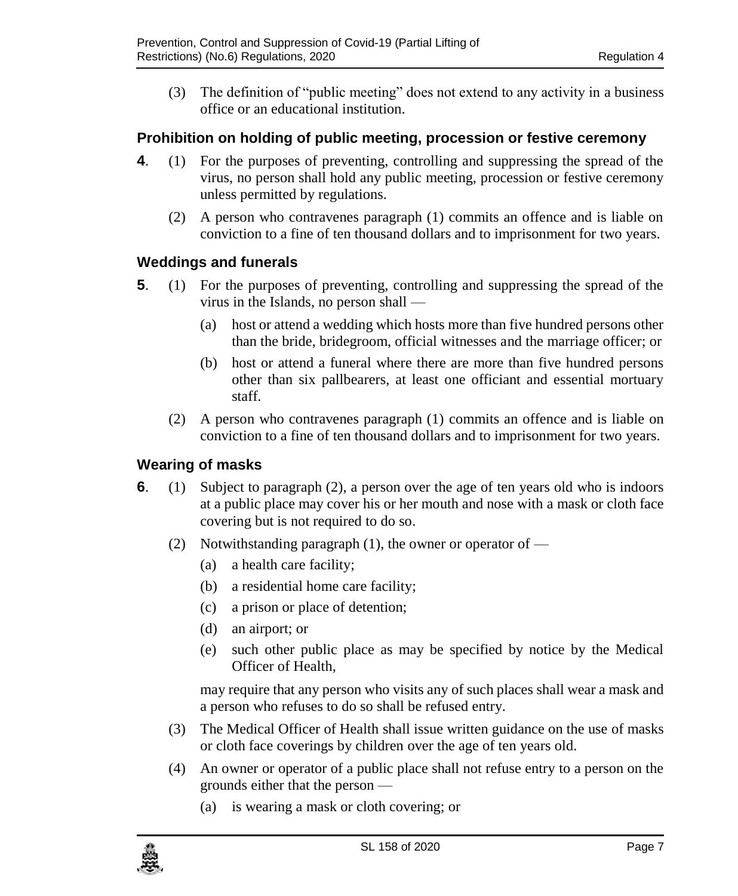(3) The definition of "public meeting" does not extend to any activity in a business office or an educational institution.

### Prohibition on holding of public meeting, procession or festive ceremony

**4**. (1) For the purposes of preventing, controlling and suppressing the spread of the virus, no person shall hold any public meeting, procession or festive ceremony unless permitted by regulations.

(2) A person who contravenes paragraph (1) commits an offence and is liable on conviction to a fine of ten thousand dollars and to imprisonment for two years.

### Weddings and funerals

**5**. (1) For the purposes of preventing, controlling and suppressing the spread of the virus in the Islands, no person shall —

(a) host or attend a wedding which hosts more than five hundred persons other than the bride, bridegroom, official witnesses and the marriage officer; or

(b) host or attend a funeral where there are more than five hundred persons other than six pallbearers, at least one officiant and essential mortuary staff.

(2) A person who contravenes paragraph (1) commits an offence and is liable on conviction to a fine of ten thousand dollars and to imprisonment for two years.

### Wearing of masks

**6**. (1) Subject to paragraph (2), a person over the age of ten years old who is indoors at a public place may cover his or her mouth and nose with a mask or cloth face covering but is not required to do so.

(2) Notwithstanding paragraph (1), the owner or operator of —

(a) a health care facility;

(b) a residential home care facility;

(c) a prison or place of detention;

(d) an airport; or

(e) such other public place as may be specified by notice by the Medical Officer of Health,

may require that any person who visits any of such places shall wear a mask and a person who refuses to do so shall be refused entry.

(3) The Medical Officer of Health shall issue written guidance on the use of masks or cloth face coverings by children over the age of ten years old.

(4) An owner or operator of a public place shall not refuse entry to a person on the grounds either that the person —

(a) is wearing a mask or cloth covering; or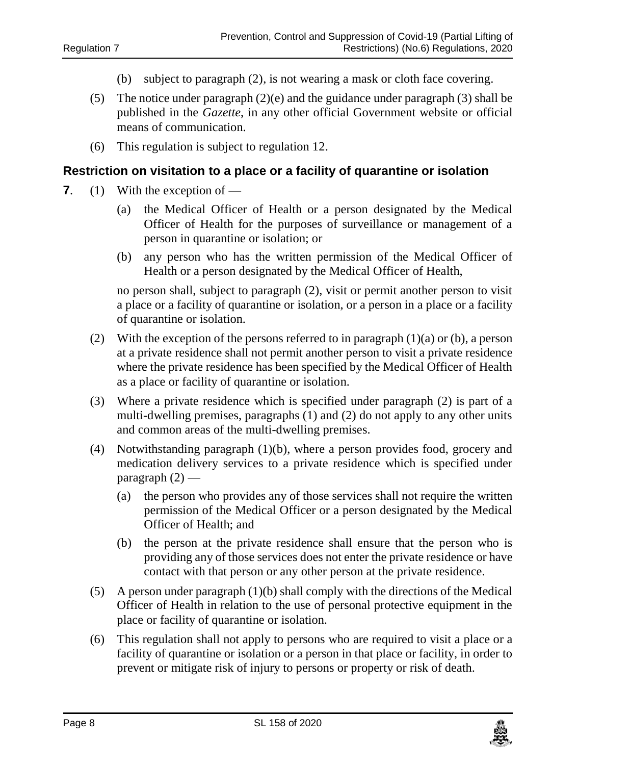(b) subject to paragraph (2), is not wearing a mask or cloth face covering.

(5) The notice under paragraph (2)(e) and the guidance under paragraph (3) shall be published in the *Gazette*, in any other official Government website or official means of communication.

(6) This regulation is subject to regulation 12.

## Restriction on visitation to a place or a facility of quarantine or isolation

**7**. (1) With the exception of —

(a) the Medical Officer of Health or a person designated by the Medical Officer of Health for the purposes of surveillance or management of a person in quarantine or isolation; or

(b) any person who has the written permission of the Medical Officer of Health or a person designated by the Medical Officer of Health,

no person shall, subject to paragraph (2), visit or permit another person to visit a place or a facility of quarantine or isolation, or a person in a place or a facility of quarantine or isolation.

(2) With the exception of the persons referred to in paragraph (1)(a) or (b), a person at a private residence shall not permit another person to visit a private residence where the private residence has been specified by the Medical Officer of Health as a place or facility of quarantine or isolation.

(3) Where a private residence which is specified under paragraph (2) is part of a multi-dwelling premises, paragraphs (1) and (2) do not apply to any other units and common areas of the multi-dwelling premises.

(4) Notwithstanding paragraph (1)(b), where a person provides food, grocery and medication delivery services to a private residence which is specified under paragraph (2) —

(a) the person who provides any of those services shall not require the written permission of the Medical Officer or a person designated by the Medical Officer of Health; and

(b) the person at the private residence shall ensure that the person who is providing any of those services does not enter the private residence or have contact with that person or any other person at the private residence.

(5) A person under paragraph (1)(b) shall comply with the directions of the Medical Officer of Health in relation to the use of personal protective equipment in the place or facility of quarantine or isolation.

(6) This regulation shall not apply to persons who are required to visit a place or a facility of quarantine or isolation or a person in that place or facility, in order to prevent or mitigate risk of injury to persons or property or risk of death.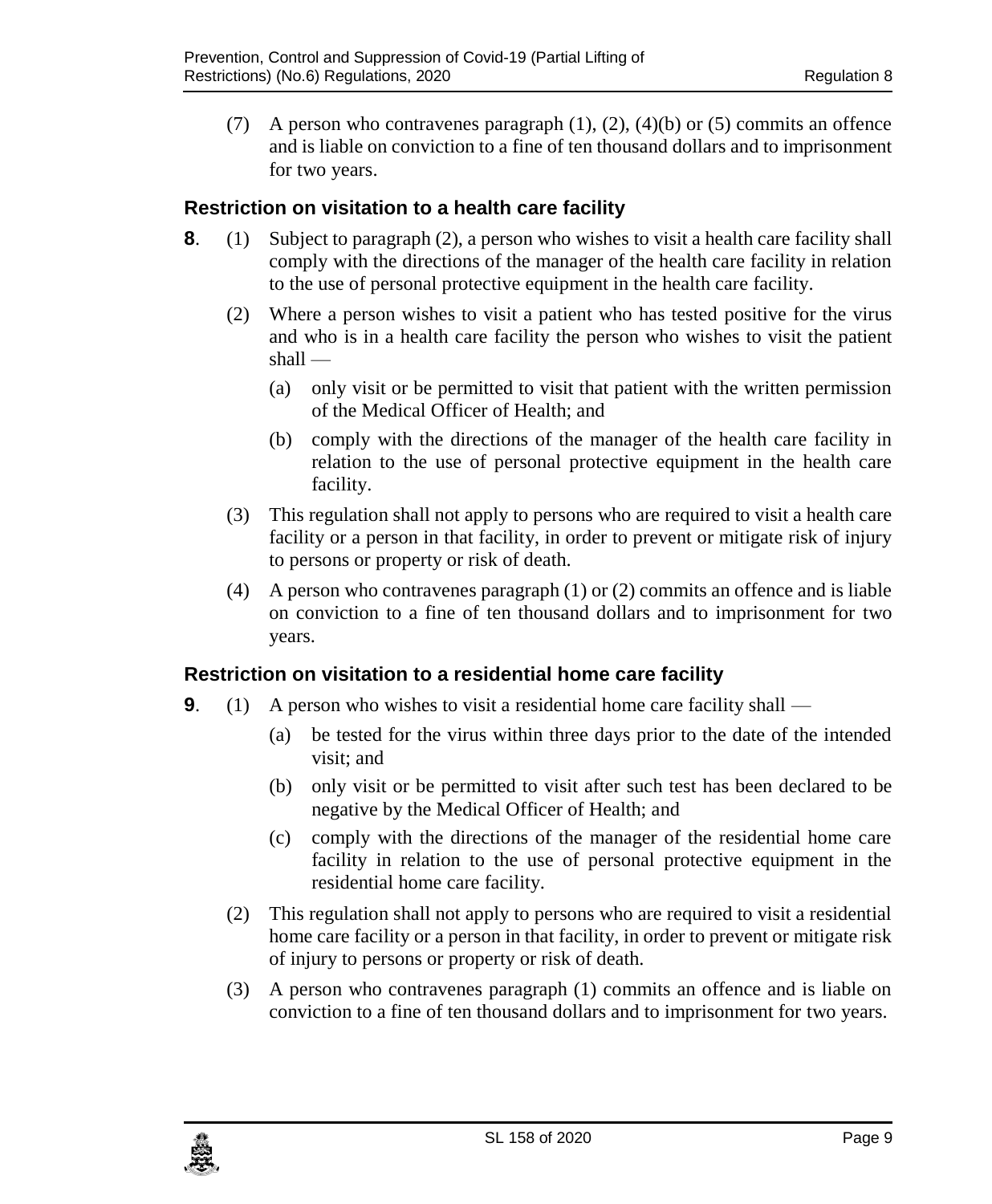(7) A person who contravenes paragraph (1), (2), (4)(b) or (5) commits an offence and is liable on conviction to a fine of ten thousand dollars and to imprisonment for two years.

### Restriction on visitation to a health care facility

**8**. (1) Subject to paragraph (2), a person who wishes to visit a health care facility shall comply with the directions of the manager of the health care facility in relation to the use of personal protective equipment in the health care facility.

(2) Where a person wishes to visit a patient who has tested positive for the virus and who is in a health care facility the person who wishes to visit the patient shall —

(a) only visit or be permitted to visit that patient with the written permission of the Medical Officer of Health; and

(b) comply with the directions of the manager of the health care facility in relation to the use of personal protective equipment in the health care facility.

(3) This regulation shall not apply to persons who are required to visit a health care facility or a person in that facility, in order to prevent or mitigate risk of injury to persons or property or risk of death.

(4) A person who contravenes paragraph (1) or (2) commits an offence and is liable on conviction to a fine of ten thousand dollars and to imprisonment for two years.

### Restriction on visitation to a residential home care facility

**9**. (1) A person who wishes to visit a residential home care facility shall —

(a) be tested for the virus within three days prior to the date of the intended visit; and

(b) only visit or be permitted to visit after such test has been declared to be negative by the Medical Officer of Health; and

(c) comply with the directions of the manager of the residential home care facility in relation to the use of personal protective equipment in the residential home care facility.

(2) This regulation shall not apply to persons who are required to visit a residential home care facility or a person in that facility, in order to prevent or mitigate risk of injury to persons or property or risk of death.

(3) A person who contravenes paragraph (1) commits an offence and is liable on conviction to a fine of ten thousand dollars and to imprisonment for two years.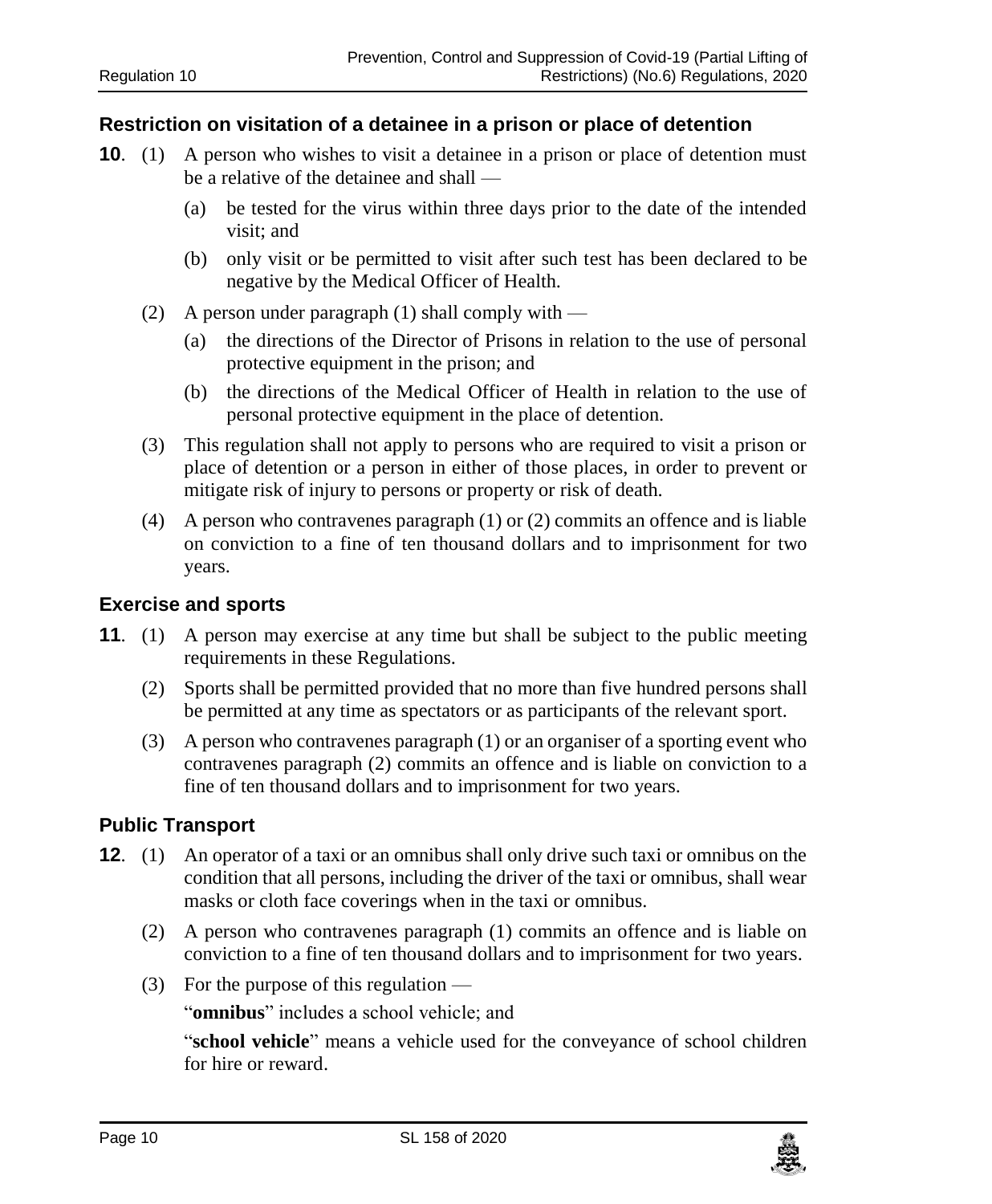### Restriction on visitation of a detainee in a prison or place of detention

**10**. (1) A person who wishes to visit a detainee in a prison or place of detention must be a relative of the detainee and shall —

(a) be tested for the virus within three days prior to the date of the intended visit; and

(b) only visit or be permitted to visit after such test has been declared to be negative by the Medical Officer of Health.

(2) A person under paragraph (1) shall comply with —

(a) the directions of the Director of Prisons in relation to the use of personal protective equipment in the prison; and

(b) the directions of the Medical Officer of Health in relation to the use of personal protective equipment in the place of detention.

(3) This regulation shall not apply to persons who are required to visit a prison or place of detention or a person in either of those places, in order to prevent or mitigate risk of injury to persons or property or risk of death.

(4) A person who contravenes paragraph (1) or (2) commits an offence and is liable on conviction to a fine of ten thousand dollars and to imprisonment for two years.

### Exercise and sports

**11**. (1) A person may exercise at any time but shall be subject to the public meeting requirements in these Regulations.

(2) Sports shall be permitted provided that no more than five hundred persons shall be permitted at any time as spectators or as participants of the relevant sport.

(3) A person who contravenes paragraph (1) or an organiser of a sporting event who contravenes paragraph (2) commits an offence and is liable on conviction to a fine of ten thousand dollars and to imprisonment for two years.

### Public Transport

**12**. (1) An operator of a taxi or an omnibus shall only drive such taxi or omnibus on the condition that all persons, including the driver of the taxi or omnibus, shall wear masks or cloth face coverings when in the taxi or omnibus.

(2) A person who contravenes paragraph (1) commits an offence and is liable on conviction to a fine of ten thousand dollars and to imprisonment for two years.

(3) For the purpose of this regulation —

"**omnibus**" includes a school vehicle; and

"**school vehicle**" means a vehicle used for the conveyance of school children for hire or reward.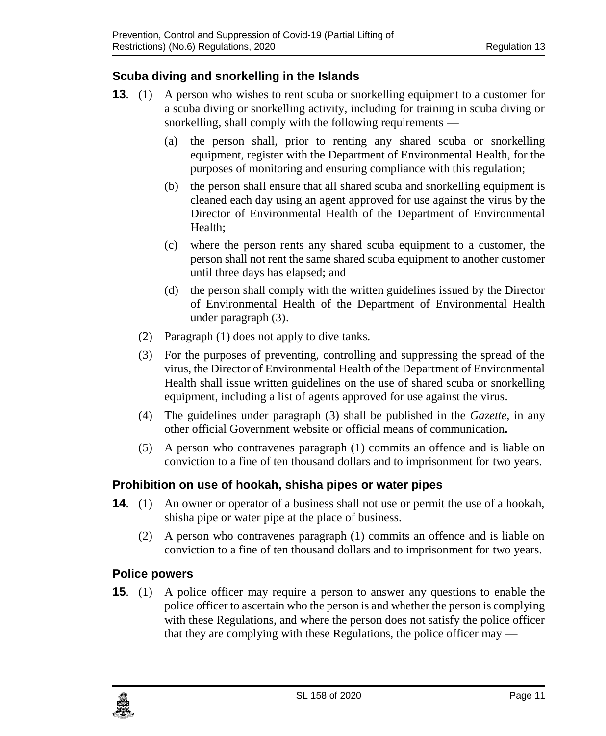## Scuba diving and snorkelling in the Islands

**13**. (1) A person who wishes to rent scuba or snorkelling equipment to a customer for a scuba diving or snorkelling activity, including for training in scuba diving or snorkelling, shall comply with the following requirements —

(a) the person shall, prior to renting any shared scuba or snorkelling equipment, register with the Department of Environmental Health, for the purposes of monitoring and ensuring compliance with this regulation;

(b) the person shall ensure that all shared scuba and snorkelling equipment is cleaned each day using an agent approved for use against the virus by the Director of Environmental Health of the Department of Environmental Health;

(c) where the person rents any shared scuba equipment to a customer, the person shall not rent the same shared scuba equipment to another customer until three days has elapsed; and

(d) the person shall comply with the written guidelines issued by the Director of Environmental Health of the Department of Environmental Health under paragraph (3).

(2) Paragraph (1) does not apply to dive tanks.

(3) For the purposes of preventing, controlling and suppressing the spread of the virus, the Director of Environmental Health of the Department of Environmental Health shall issue written guidelines on the use of shared scuba or snorkelling equipment, including a list of agents approved for use against the virus.

(4) The guidelines under paragraph (3) shall be published in the *Gazette*, in any other official Government website or official means of communication**.**

(5) A person who contravenes paragraph (1) commits an offence and is liable on conviction to a fine of ten thousand dollars and to imprisonment for two years.

## Prohibition on use of hookah, shisha pipes or water pipes

**14**. (1) An owner or operator of a business shall not use or permit the use of a hookah, shisha pipe or water pipe at the place of business.

(2) A person who contravenes paragraph (1) commits an offence and is liable on conviction to a fine of ten thousand dollars and to imprisonment for two years.

## Police powers

**15**. (1) A police officer may require a person to answer any questions to enable the police officer to ascertain who the person is and whether the person is complying with these Regulations, and where the person does not satisfy the police officer that they are complying with these Regulations, the police officer may —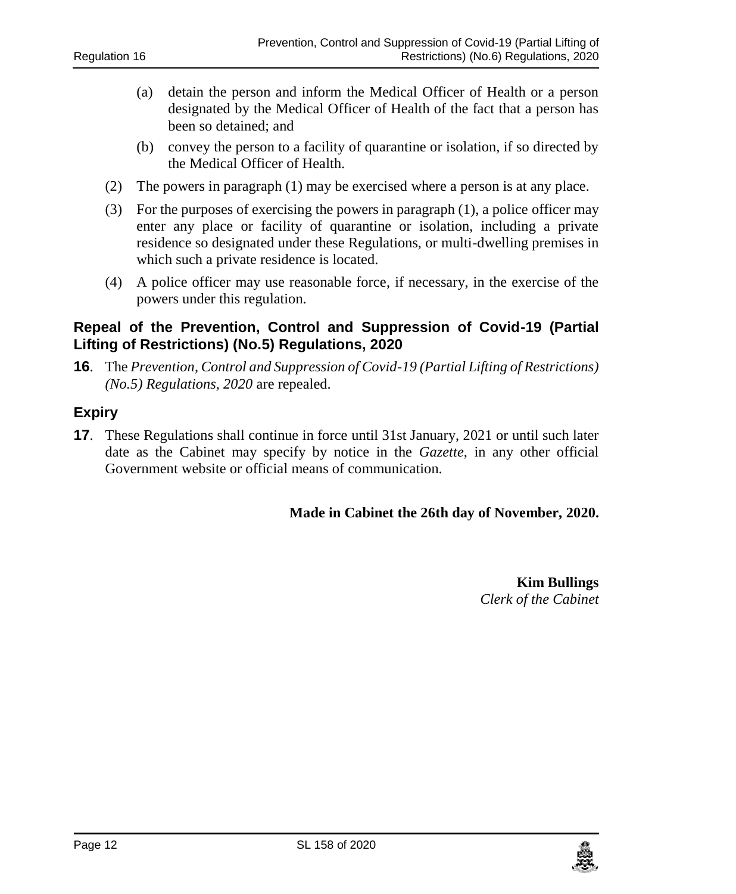(a) detain the person and inform the Medical Officer of Health or a person designated by the Medical Officer of Health of the fact that a person has been so detained; and

(b) convey the person to a facility of quarantine or isolation, if so directed by the Medical Officer of Health.

(2) The powers in paragraph (1) may be exercised where a person is at any place.

(3) For the purposes of exercising the powers in paragraph (1), a police officer may enter any place or facility of quarantine or isolation, including a private residence so designated under these Regulations, or multi-dwelling premises in which such a private residence is located.

(4) A police officer may use reasonable force, if necessary, in the exercise of the powers under this regulation.

### Repeal of the Prevention, Control and Suppression of Covid-19 (Partial Lifting of Restrictions) (No.5) Regulations, 2020

**16**. The *Prevention, Control and Suppression of Covid-19 (Partial Lifting of Restrictions) (No.5) Regulations, 2020* are repealed.

### Expiry

**17**. These Regulations shall continue in force until 31st January, 2021 or until such later date as the Cabinet may specify by notice in the *Gazette*, in any other official Government website or official means of communication.

**Made in Cabinet the 26th day of November, 2020.**

**Kim Bullings**
*Clerk of the Cabinet*